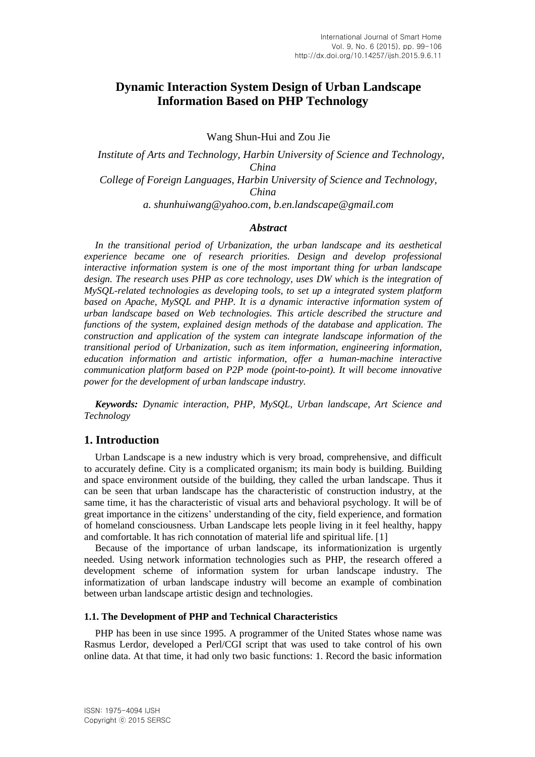# Dynamic Interaction System Design of Urban Landscape Information Based on PHP Technology

Wang Shun-Hui and Zou Jie

*Institute of Arts and Technology, Harbin University of Science and Technology, China*
*College of Foreign Languages, Harbin University of Science and Technology, China*
*a. shunhuiwang@yahoo.com, b.en.landscape@gmail.com*

### *Abstract*

*In the transitional period of Urbanization, the urban landscape and its aesthetical experience became one of research priorities. Design and develop professional interactive information system is one of the most important thing for urban landscape design. The research uses PHP as core technology, uses DW which is the integration of MySQL-related technologies as developing tools, to set up a integrated system platform based on Apache, MySQL and PHP. It is a dynamic interactive information system of urban landscape based on Web technologies. This article described the structure and functions of the system, explained design methods of the database and application. The construction and application of the system can integrate landscape information of the transitional period of Urbanization, such as item information, engineering information, education information and artistic information, offer a human-machine interactive communication platform based on P2P mode (point-to-point). It will become innovative power for the development of urban landscape industry.*

***Keywords:*** *Dynamic interaction, PHP, MySQL, Urban landscape, Art Science and Technology*

## 1. Introduction

Urban Landscape is a new industry which is very broad, comprehensive, and difficult to accurately define. City is a complicated organism; its main body is building. Building and space environment outside of the building, they called the urban landscape. Thus it can be seen that urban landscape has the characteristic of construction industry, at the same time, it has the characteristic of visual arts and behavioral psychology. It will be of great importance in the citizens' understanding of the city, field experience, and formation of homeland consciousness. Urban Landscape lets people living in it feel healthy, happy and comfortable. It has rich connotation of material life and spiritual life. [1]

Because of the importance of urban landscape, its informationization is urgently needed. Using network information technologies such as PHP, the research offered a development scheme of information system for urban landscape industry. The informatization of urban landscape industry will become an example of combination between urban landscape artistic design and technologies.

### 1.1. The Development of PHP and Technical Characteristics

PHP has been in use since 1995. A programmer of the United States whose name was Rasmus Lerdor, developed a Perl/CGI script that was used to take control of his own online data. At that time, it had only two basic functions: 1. Record the basic information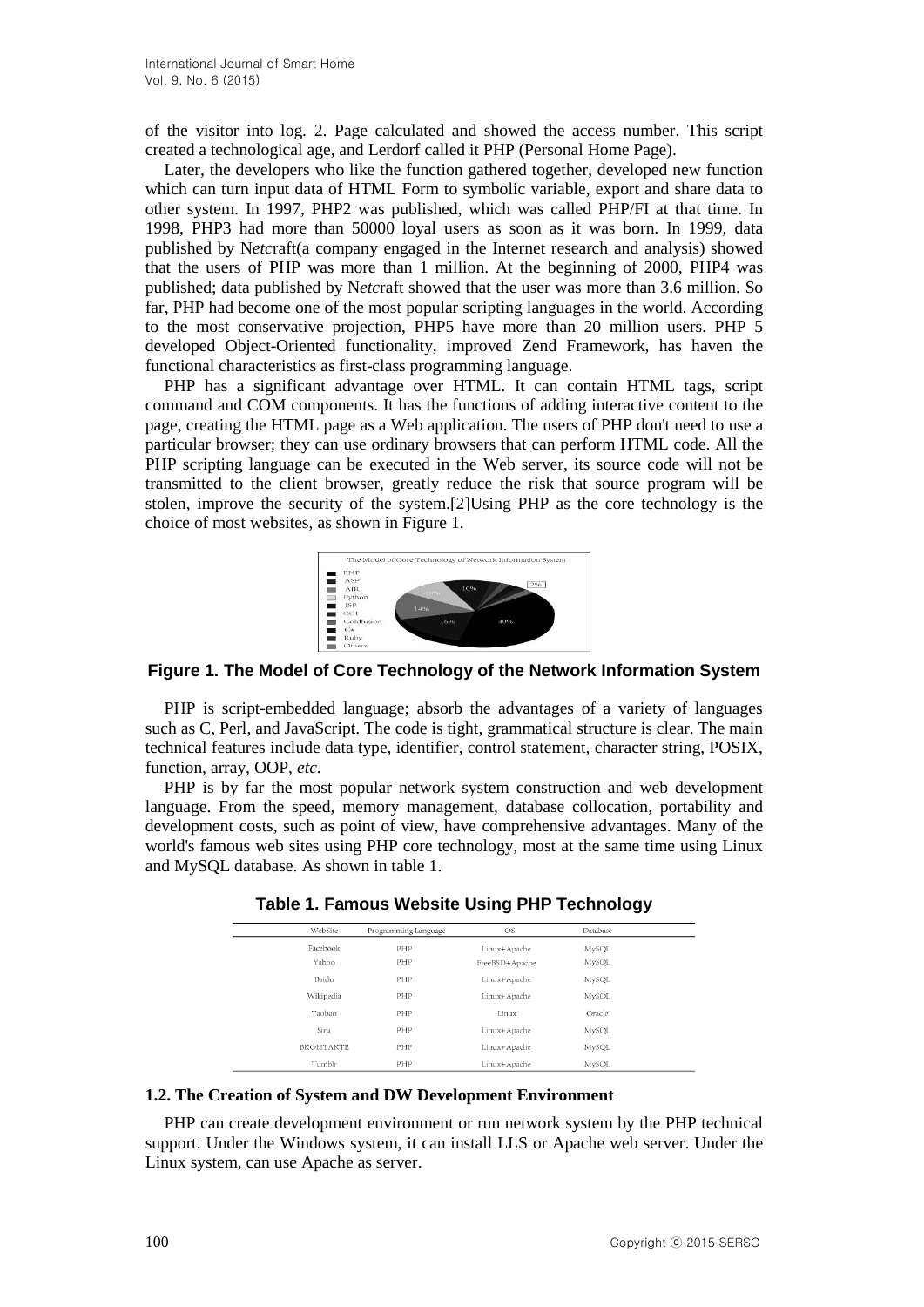of the visitor into log. 2. Page calculated and showed the access number. This script created a technological age, and Lerdorf called it PHP (Personal Home Page).

Later, the developers who like the function gathered together, developed new function which can turn input data of HTML Form to symbolic variable, export and share data to other system. In 1997, PHP2 was published, which was called PHP/FI at that time. In 1998, PHP3 had more than 50000 loyal users as soon as it was born. In 1999, data published by N*etc*raft(a company engaged in the Internet research and analysis) showed that the users of PHP was more than 1 million. At the beginning of 2000, PHP4 was published; data published by N*etc*raft showed that the user was more than 3.6 million. So far, PHP had become one of the most popular scripting languages in the world. According to the most conservative projection, PHP5 have more than 20 million users. PHP 5 developed Object-Oriented functionality, improved Zend Framework, has haven the functional characteristics as first-class programming language.

PHP has a significant advantage over HTML. It can contain HTML tags, script command and COM components. It has the functions of adding interactive content to the page, creating the HTML page as a Web application. The users of PHP don't need to use a particular browser; they can use ordinary browsers that can perform HTML code. All the PHP scripting language can be executed in the Web server, its source code will not be transmitted to the client browser, greatly reduce the risk that source program will be stolen, improve the security of the system.[2]Using PHP as the core technology is the choice of most websites, as shown in Figure 1.

**Figure 1. The Model of Core Technology of the Network Information System**

PHP is script-embedded language; absorb the advantages of a variety of languages such as C, Perl, and JavaScript. The code is tight, grammatical structure is clear. The main technical features include data type, identifier, control statement, character string, POSIX, function, array, OOP, *etc.*

PHP is by far the most popular network system construction and web development language. From the speed, memory management, database collocation, portability and development costs, such as point of view, have comprehensive advantages. Many of the world's famous web sites using PHP core technology, most at the same time using Linux and MySQL database. As shown in table 1.

**Table 1. Famous Website Using PHP Technology**

| WebSite | Programming Language | OS | Database |
|---|---|---|---|
| Facebook | PHP | Linux+Apache | MySQL |
| Yahoo | PHP | FreeBSD+Apache | MySQL |
| Baidu | PHP | Linux+Apache | MySQL |
| Wikipedia | PHP | Linux+Apache | MySQL |
| Taobao | PHP | Linux | Oracle |
| Sina | PHP | Linux+Apache | MySQL |
| ВКОНТАКТЕ | PHP | Linux+Apache | MySQL |
| Tumblr | PHP | Linux+Apache | MySQL |

### 1.2. The Creation of System and DW Development Environment

PHP can create development environment or run network system by the PHP technical support. Under the Windows system, it can install LLS or Apache web server. Under the Linux system, can use Apache as server.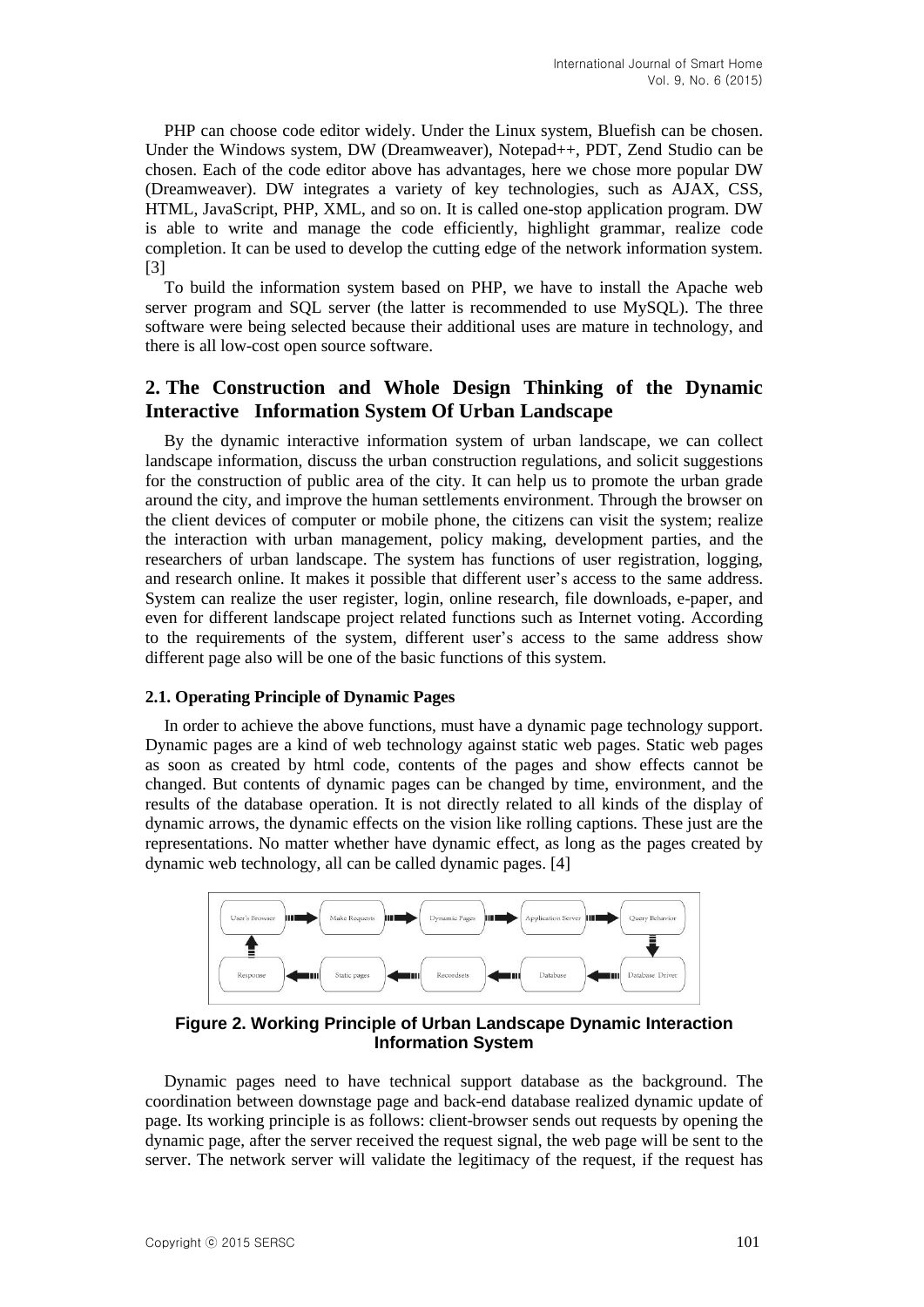PHP can choose code editor widely. Under the Linux system, Bluefish can be chosen. Under the Windows system, DW (Dreamweaver), Notepad++, PDT, Zend Studio can be chosen. Each of the code editor above has advantages, here we chose more popular DW (Dreamweaver). DW integrates a variety of key technologies, such as AJAX, CSS, HTML, JavaScript, PHP, XML, and so on. It is called one-stop application program. DW is able to write and manage the code efficiently, highlight grammar, realize code completion. It can be used to develop the cutting edge of the network information system. [3]

To build the information system based on PHP, we have to install the Apache web server program and SQL server (the latter is recommended to use MySQL). The three software were being selected because their additional uses are mature in technology, and there is all low-cost open source software.

## 2. The Construction and Whole Design Thinking of the Dynamic Interactive Information System Of Urban Landscape

By the dynamic interactive information system of urban landscape, we can collect landscape information, discuss the urban construction regulations, and solicit suggestions for the construction of public area of the city. It can help us to promote the urban grade around the city, and improve the human settlements environment. Through the browser on the client devices of computer or mobile phone, the citizens can visit the system; realize the interaction with urban management, policy making, development parties, and the researchers of urban landscape. The system has functions of user registration, logging, and research online. It makes it possible that different user's access to the same address. System can realize the user register, login, online research, file downloads, e-paper, and even for different landscape project related functions such as Internet voting. According to the requirements of the system, different user's access to the same address show different page also will be one of the basic functions of this system.

### 2.1. Operating Principle of Dynamic Pages

In order to achieve the above functions, must have a dynamic page technology support. Dynamic pages are a kind of web technology against static web pages. Static web pages as soon as created by html code, contents of the pages and show effects cannot be changed. But contents of dynamic pages can be changed by time, environment, and the results of the database operation. It is not directly related to all kinds of the display of dynamic arrows, the dynamic effects on the vision like rolling captions. These just are the representations. No matter whether have dynamic effect, as long as the pages created by dynamic web technology, all can be called dynamic pages. [4]

User's Browser → Make Requests → Dynamic Pages → Application Server → Query Behavior → Database Driver → Database → Recordsets → Static pages → Response → User's Browser

**Figure 2. Working Principle of Urban Landscape Dynamic Interaction Information System**

Dynamic pages need to have technical support database as the background. The coordination between downstage page and back-end database realized dynamic update of page. Its working principle is as follows: client-browser sends out requests by opening the dynamic page, after the server received the request signal, the web page will be sent to the server. The network server will validate the legitimacy of the request, if the request has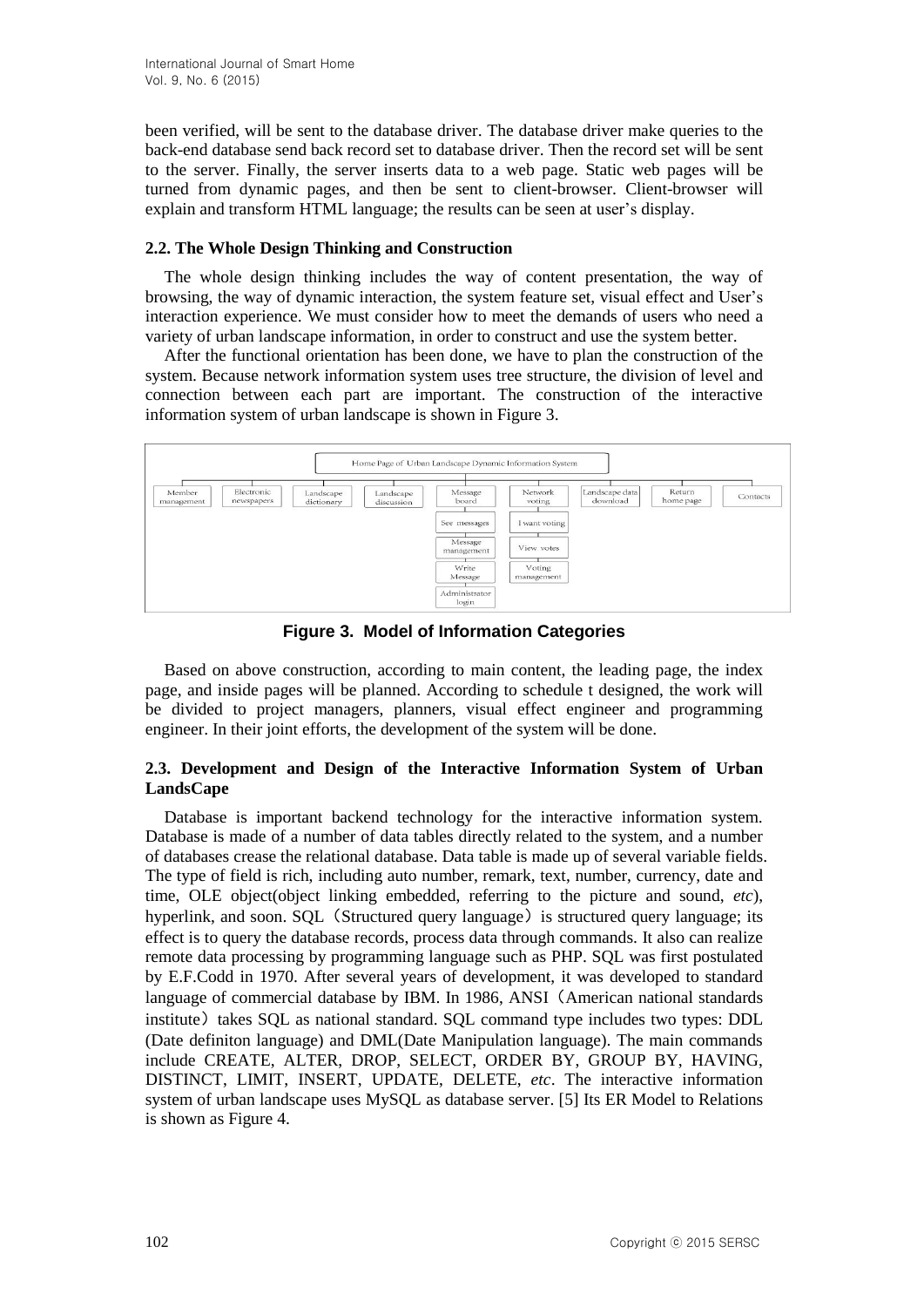been verified, will be sent to the database driver. The database driver make queries to the back-end database send back record set to database driver. Then the record set will be sent to the server. Finally, the server inserts data to a web page. Static web pages will be turned from dynamic pages, and then be sent to client-browser. Client-browser will explain and transform HTML language; the results can be seen at user's display.

### 2.2. The Whole Design Thinking and Construction

The whole design thinking includes the way of content presentation, the way of browsing, the way of dynamic interaction, the system feature set, visual effect and User's interaction experience. We must consider how to meet the demands of users who need a variety of urban landscape information, in order to construct and use the system better.

After the functional orientation has been done, we have to plan the construction of the system. Because network information system uses tree structure, the division of level and connection between each part are important. The construction of the interactive information system of urban landscape is shown in Figure 3.

Home Page of Urban Landscape Dynamic Information System

Member management | Electronic newspapers | Landscape dictionary | Landscape discussion | Message board | Network voting | Landscape data download | Return home page | Contacts

Message board: See messages, Message management, Write Message, Administrator login

Network voting: I want voting, View votes, Voting management

**Figure 3. Model of Information Categories**

Based on above construction, according to main content, the leading page, the index page, and inside pages will be planned. According to schedule t designed, the work will be divided to project managers, planners, visual effect engineer and programming engineer. In their joint efforts, the development of the system will be done.

### 2.3. Development and Design of the Interactive Information System of Urban LandsCape

Database is important backend technology for the interactive information system. Database is made of a number of data tables directly related to the system, and a number of databases crease the relational database. Data table is made up of several variable fields. The type of field is rich, including auto number, remark, text, number, currency, date and time, OLE object(object linking embedded, referring to the picture and sound, *etc*), hyperlink, and soon. SQL（Structured query language）is structured query language; its effect is to query the database records, process data through commands. It also can realize remote data processing by programming language such as PHP. SQL was first postulated by E.F.Codd in 1970. After several years of development, it was developed to standard language of commercial database by IBM. In 1986, ANSI（American national standards institute）takes SQL as national standard. SQL command type includes two types: DDL (Date definiton language) and DML(Date Manipulation language). The main commands include CREATE, ALTER, DROP, SELECT, ORDER BY, GROUP BY, HAVING, DISTINCT, LIMIT, INSERT, UPDATE, DELETE, *etc*. The interactive information system of urban landscape uses MySQL as database server. [5] Its ER Model to Relations is shown as Figure 4.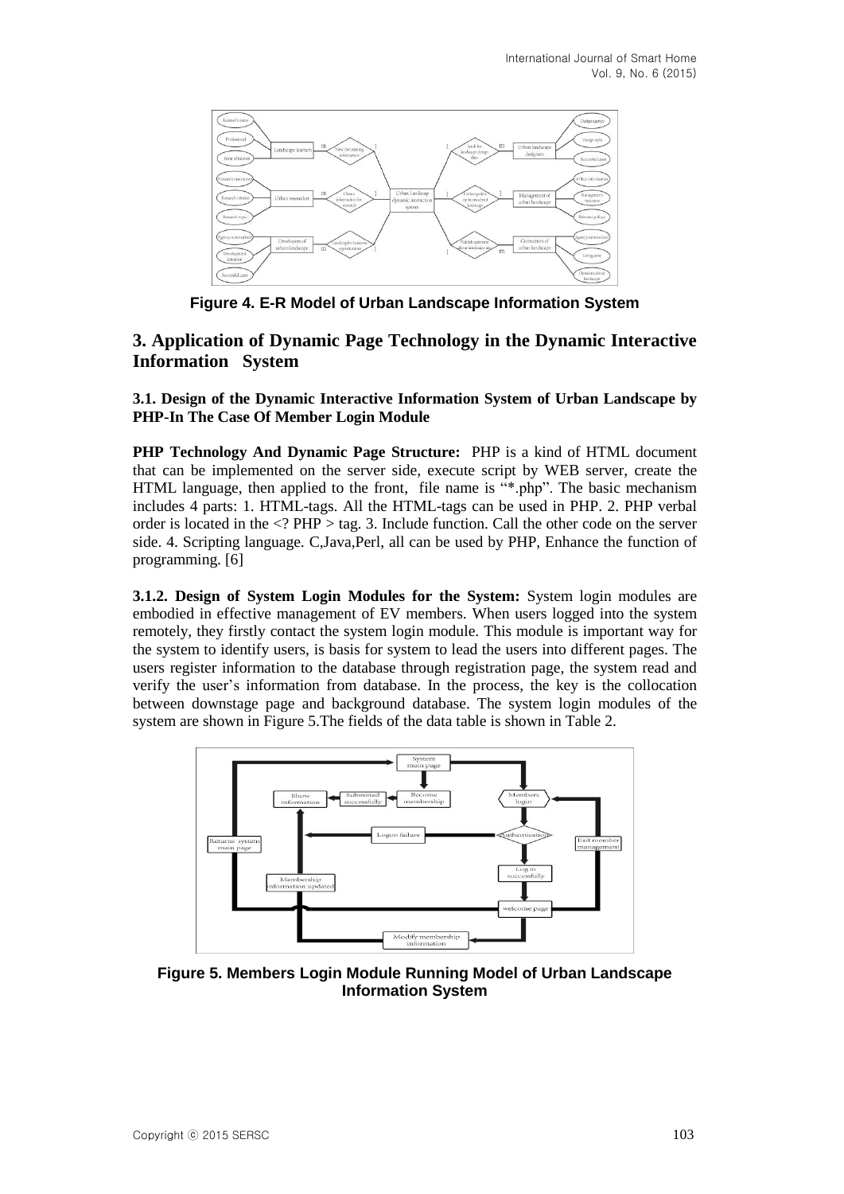Figure 4. E-R Model of Urban Landscape Information System

## 3. Application of Dynamic Page Technology in the Dynamic Interactive Information System

### 3.1. Design of the Dynamic Interactive Information System of Urban Landscape by PHP-In The Case Of Member Login Module

**PHP Technology And Dynamic Page Structure:** PHP is a kind of HTML document that can be implemented on the server side, execute script by WEB server, create the HTML language, then applied to the front, file name is "*.php". The basic mechanism includes 4 parts: 1. HTML-tags. All the HTML-tags can be used in PHP. 2. PHP verbal order is located in the <? PHP > tag. 3. Include function. Call the other code on the server side. 4. Scripting language. C,Java,Perl, all can be used by PHP, Enhance the function of programming. [6]

**3.1.2. Design of System Login Modules for the System:** System login modules are embodied in effective management of EV members. When users logged into the system remotely, they firstly contact the system login module. This module is important way for the system to identify users, is basis for system to lead the users into different pages. The users register information to the database through registration page, the system read and verify the user's information from database. In the process, the key is the collocation between downstage page and background database. The system login modules of the system are shown in Figure 5.The fields of the data table is shown in Table 2.

Figure 5. Members Login Module Running Model of Urban Landscape Information System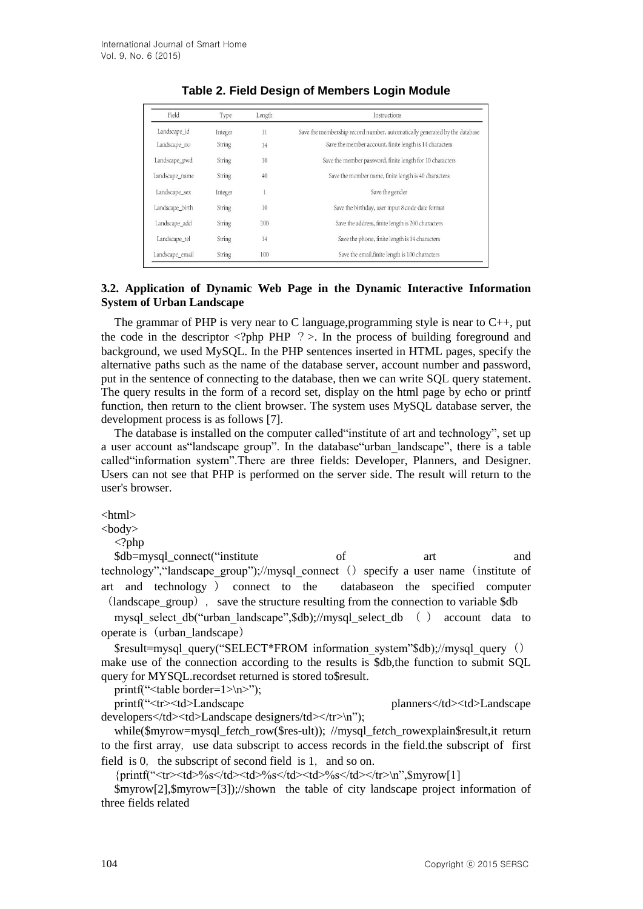**Table 2. Field Design of Members Login Module**

| Field | Type | Length | Instructions |
|---|---|---|---|
| Landscape_id | Integer | 11 | Save the membership record number, automatically generated by the database |
| Landscape_no | String | 14 | Save the member account, finite length is 14 characters |
| Landscape_pwd | String | 10 | Save the member password, finite length for 10 characters |
| Landscape_name | String | 40 | Save the member name, finite length is 40 characters |
| Landscape_sex | Integer | 1 | Save the gender |
| Landscape_birth | String | 10 | Save the birthday, user input 8 code date format |
| Landscape_add | String | 200 | Save the address, finite length is 200 characters |
| Landscape_tel | String | 14 | Save the phone, finite length is 14 characters |
| Landscape_email | String | 100 | Save the email,finite length is 100 characters |

### 3.2. Application of Dynamic Web Page in the Dynamic Interactive Information System of Urban Landscape

The grammar of PHP is very near to C language,programming style is near to C++, put the code in the descriptor <?php PHP ？>. In the process of building foreground and background, we used MySQL. In the PHP sentences inserted in HTML pages, specify the alternative paths such as the name of the database server, account number and password, put in the sentence of connecting to the database, then we can write SQL query statement. The query results in the form of a record set, display on the html page by echo or printf function, then return to the client browser. The system uses MySQL database server, the development process is as follows [7].

The database is installed on the computer called"institute of art and technology", set up a user account as"landscape group". In the database"urban_landscape", there is a table called"information system".There are three fields: Developer, Planners, and Designer. Users can not see that PHP is performed on the server side. The result will return to the user's browser.

```
<html>
<body>
  <?php
  $db=mysql_connect("institute of art and technology","landscape_group");//mysql_connect（）specify a user name（institute of art and technology） connect to the databaseon the specified computer（landscape_group）, save the structure resulting from the connection to variable $db
  mysql_select_db("urban_landscape",$db);//mysql_select_db（） account data to operate is（urban_landscape）
  $result=mysql_query("SELECT*FROM information_system"$db);//mysql_query（） make use of the connection according to the results is $db,the function to submit SQL query for MYSQL.recordset returned is stored to$result.
  printf("<table border=1>\n>");
  printf("<tr><td>Landscape planners</td><td>Landscape developers</td><td>Landscape designers/td></tr>\n");
  while($myrow=mysql_fetch_row($res-ult)); //mysql_fetch_rowexplain$result,it return to the first array, use data subscript to access records in the field.the subscript of first field is 0, the subscript of second field is 1, and so on.
  {printf("<tr><td>%s</td><td>%s</td><td>%s</td></tr>\n",$myrow[1]
  $myrow[2],$myrow=[3]);//shown the table of city landscape project information of three fields related
```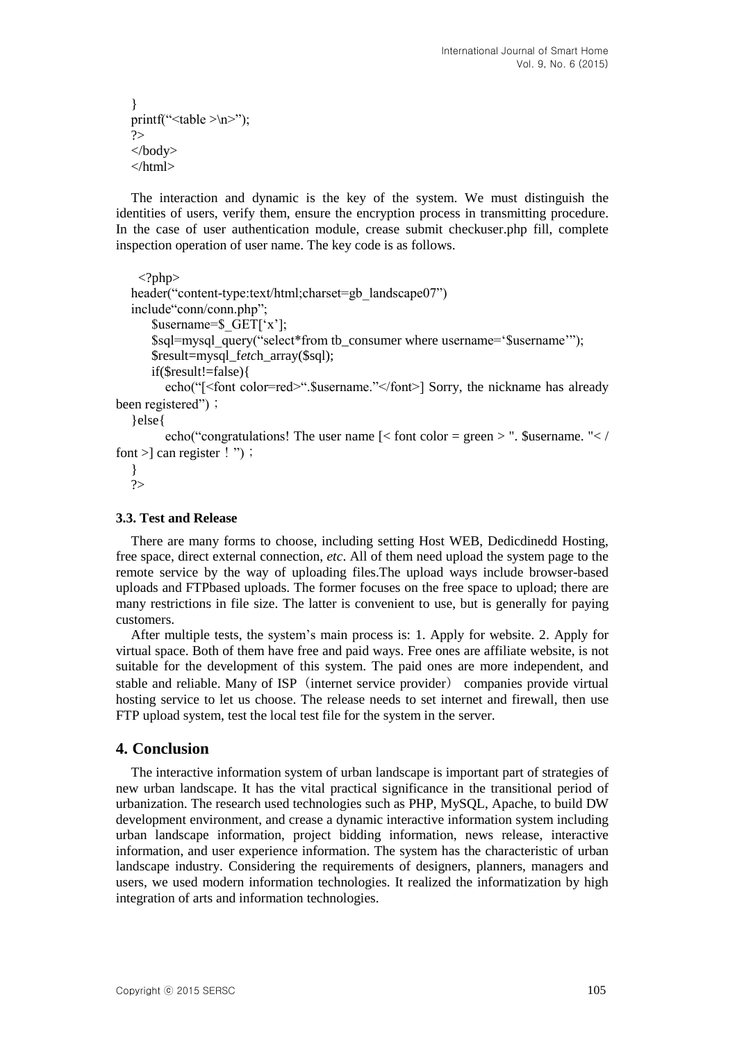```
}
printf("<table >\n>");
?>
</body>
</html>
```

The interaction and dynamic is the key of the system. We must distinguish the identities of users, verify them, ensure the encryption process in transmitting procedure. In the case of user authentication module, crease submit checkuser.php fill, complete inspection operation of user name. The key code is as follows.

```
<?php>
header("content-type:text/html;charset=gb_landscape07")
include"conn/conn.php";
    $username=$_GET['x'];
    $sql=mysql_query("select*from tb_consumer where username='$username'");
    $result=mysql_fetch_array($sql);
    if($result!=false){
        echo("[<font color=red>".$username."</font>] Sorry, the nickname has already been registered")；
}else{
        echo("congratulations! The user name [< font color = green > ". $username. "< / font >] can register！")；
}
?>
```

### 3.3. Test and Release

There are many forms to choose, including setting Host WEB, Dedicdinedd Hosting, free space, direct external connection, *etc*. All of them need upload the system page to the remote service by the way of uploading files.The upload ways include browser-based uploads and FTPbased uploads. The former focuses on the free space to upload; there are many restrictions in file size. The latter is convenient to use, but is generally for paying customers.

After multiple tests, the system's main process is: 1. Apply for website. 2. Apply for virtual space. Both of them have free and paid ways. Free ones are affiliate website, is not suitable for the development of this system. The paid ones are more independent, and stable and reliable. Many of ISP（internet service provider） companies provide virtual hosting service to let us choose. The release needs to set internet and firewall, then use FTP upload system, test the local test file for the system in the server.

## 4. Conclusion

The interactive information system of urban landscape is important part of strategies of new urban landscape. It has the vital practical significance in the transitional period of urbanization. The research used technologies such as PHP, MySQL, Apache, to build DW development environment, and crease a dynamic interactive information system including urban landscape information, project bidding information, news release, interactive information, and user experience information. The system has the characteristic of urban landscape industry. Considering the requirements of designers, planners, managers and users, we used modern information technologies. It realized the informatization by high integration of arts and information technologies.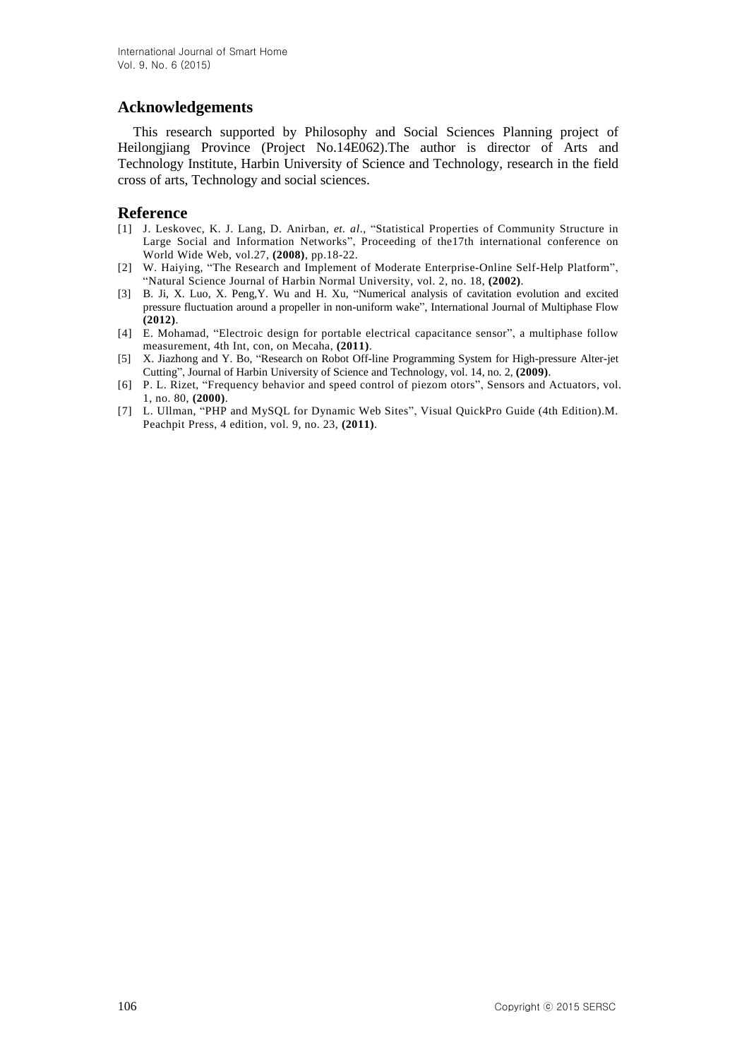## Acknowledgements

This research supported by Philosophy and Social Sciences Planning project of Heilongjiang Province (Project No.14E062).The author is director of Arts and Technology Institute, Harbin University of Science and Technology, research in the field cross of arts, Technology and social sciences.

## Reference

[1] J. Leskovec, K. J. Lang, D. Anirban, *et. al*., "Statistical Properties of Community Structure in Large Social and Information Networks", Proceeding of the17th international conference on World Wide Web, vol.27, **(2008)**, pp.18-22.

[2] W. Haiying, "The Research and Implement of Moderate Enterprise-Online Self-Help Platform", "Natural Science Journal of Harbin Normal University, vol. 2, no. 18, **(2002)**.

[3] B. Ji, X. Luo, X. Peng,Y. Wu and H. Xu, "Numerical analysis of cavitation evolution and excited pressure fluctuation around a propeller in non-uniform wake", International Journal of Multiphase Flow **(2012)**.

[4] E. Mohamad, "Electroic design for portable electrical capacitance sensor", a multiphase follow measurement, 4th Int, con, on Mecaha, **(2011)**.

[5] X. Jiazhong and Y. Bo, "Research on Robot Off-line Programming System for High-pressure Alter-jet Cutting", Journal of Harbin University of Science and Technology, vol. 14, no. 2, **(2009)**.

[6] P. L. Rizet, "Frequency behavior and speed control of piezom otors", Sensors and Actuators, vol. 1, no. 80, **(2000)**.

[7] L. Ullman, "PHP and MySQL for Dynamic Web Sites", Visual QuickPro Guide (4th Edition).M. Peachpit Press, 4 edition, vol. 9, no. 23, **(2011)**.